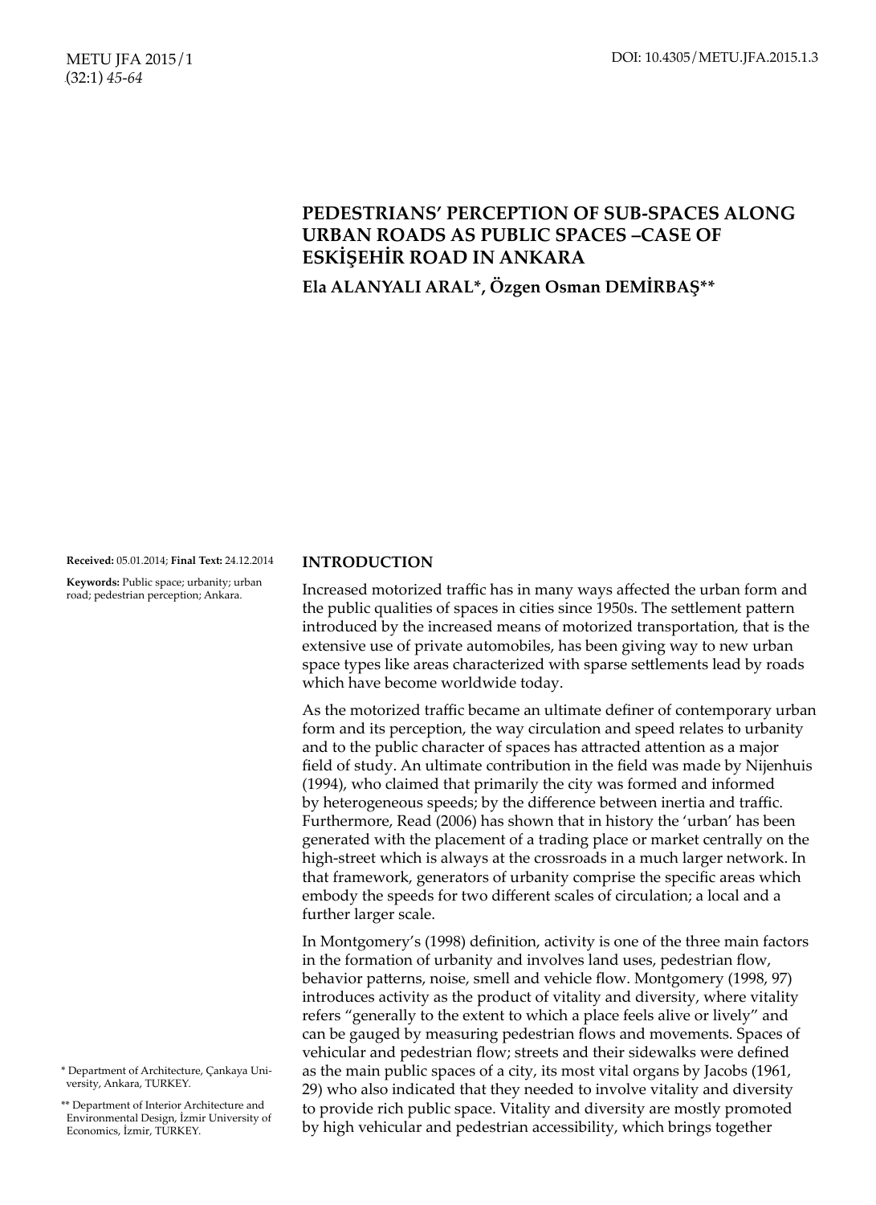# PEDESTRIANS' PERCEPTION OF SUB-SPACES ALONG URBAN ROADS AS PUBLIC SPACES –CASE OF ESKİŞEHİR ROAD IN ANKARA

**Ela ALANYALI ARAL*, Özgen Osman DEMİRBAŞ****

**Received:** 05.01.2014; **Final Text:** 24.12.2014

**Keywords:** Public space; urbanity; urban road; pedestrian perception; Ankara.

## INTRODUCTION

Increased motorized traffic has in many ways affected the urban form and the public qualities of spaces in cities since 1950s. The settlement pattern introduced by the increased means of motorized transportation, that is the extensive use of private automobiles, has been giving way to new urban space types like areas characterized with sparse settlements lead by roads which have become worldwide today.

As the motorized traffic became an ultimate definer of contemporary urban form and its perception, the way circulation and speed relates to urbanity and to the public character of spaces has attracted attention as a major field of study. An ultimate contribution in the field was made by Nijenhuis (1994), who claimed that primarily the city was formed and informed by heterogeneous speeds; by the difference between inertia and traffic. Furthermore, Read (2006) has shown that in history the 'urban' has been generated with the placement of a trading place or market centrally on the high-street which is always at the crossroads in a much larger network. In that framework, generators of urbanity comprise the specific areas which embody the speeds for two different scales of circulation; a local and a further larger scale.

In Montgomery's (1998) definition, activity is one of the three main factors in the formation of urbanity and involves land uses, pedestrian flow, behavior patterns, noise, smell and vehicle flow. Montgomery (1998, 97) introduces activity as the product of vitality and diversity, where vitality refers "generally to the extent to which a place feels alive or lively" and can be gauged by measuring pedestrian flows and movements. Spaces of vehicular and pedestrian flow; streets and their sidewalks were defined as the main public spaces of a city, its most vital organs by Jacobs (1961, 29) who also indicated that they needed to involve vitality and diversity to provide rich public space. Vitality and diversity are mostly promoted by high vehicular and pedestrian accessibility, which brings together

\* Department of Architecture, Çankaya University, Ankara, TURKEY.

\*\* Department of Interior Architecture and Environmental Design, İzmir University of Economics, İzmir, TURKEY.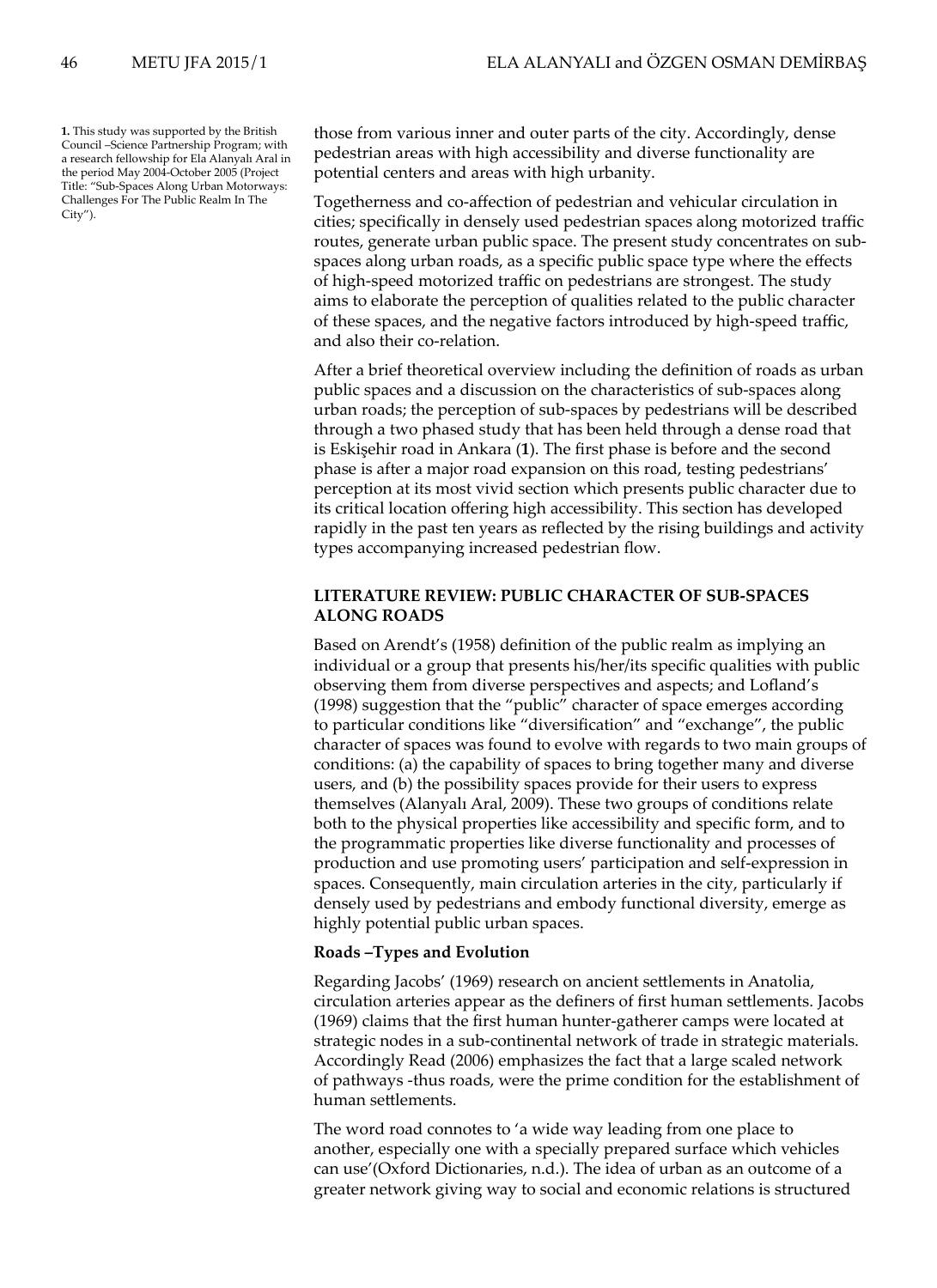those from various inner and outer parts of the city. Accordingly, dense pedestrian areas with high accessibility and diverse functionality are potential centers and areas with high urbanity.

Togetherness and co-affection of pedestrian and vehicular circulation in cities; specifically in densely used pedestrian spaces along motorized traffic routes, generate urban public space. The present study concentrates on sub-spaces along urban roads, as a specific public space type where the effects of high-speed motorized traffic on pedestrians are strongest. The study aims to elaborate the perception of qualities related to the public character of these spaces, and the negative factors introduced by high-speed traffic, and also their co-relation.

After a brief theoretical overview including the definition of roads as urban public spaces and a discussion on the characteristics of sub-spaces along urban roads; the perception of sub-spaces by pedestrians will be described through a two phased study that has been held through a dense road that is Eskişehir road in Ankara (**1**). The first phase is before and the second phase is after a major road expansion on this road, testing pedestrians' perception at its most vivid section which presents public character due to its critical location offering high accessibility. This section has developed rapidly in the past ten years as reflected by the rising buildings and activity types accompanying increased pedestrian flow.

**1.** This study was supported by the British Council –Science Partnership Program; with a research fellowship for Ela Alanyalı Aral in the period May 2004-October 2005 (Project Title: "Sub-Spaces Along Urban Motorways: Challenges For The Public Realm In The City").

## LITERATURE REVIEW: PUBLIC CHARACTER OF SUB-SPACES ALONG ROADS

Based on Arendt's (1958) definition of the public realm as implying an individual or a group that presents his/her/its specific qualities with public observing them from diverse perspectives and aspects; and Lofland's (1998) suggestion that the "public" character of space emerges according to particular conditions like "diversification" and "exchange", the public character of spaces was found to evolve with regards to two main groups of conditions: (a) the capability of spaces to bring together many and diverse users, and (b) the possibility spaces provide for their users to express themselves (Alanyalı Aral, 2009). These two groups of conditions relate both to the physical properties like accessibility and specific form, and to the programmatic properties like diverse functionality and processes of production and use promoting users' participation and self-expression in spaces. Consequently, main circulation arteries in the city, particularly if densely used by pedestrians and embody functional diversity, emerge as highly potential public urban spaces.

### Roads –Types and Evolution

Regarding Jacobs' (1969) research on ancient settlements in Anatolia, circulation arteries appear as the definers of first human settlements. Jacobs (1969) claims that the first human hunter-gatherer camps were located at strategic nodes in a sub-continental network of trade in strategic materials. Accordingly Read (2006) emphasizes the fact that a large scaled network of pathways -thus roads, were the prime condition for the establishment of human settlements.

The word road connotes to 'a wide way leading from one place to another, especially one with a specially prepared surface which vehicles can use'(Oxford Dictionaries, n.d.). The idea of urban as an outcome of a greater network giving way to social and economic relations is structured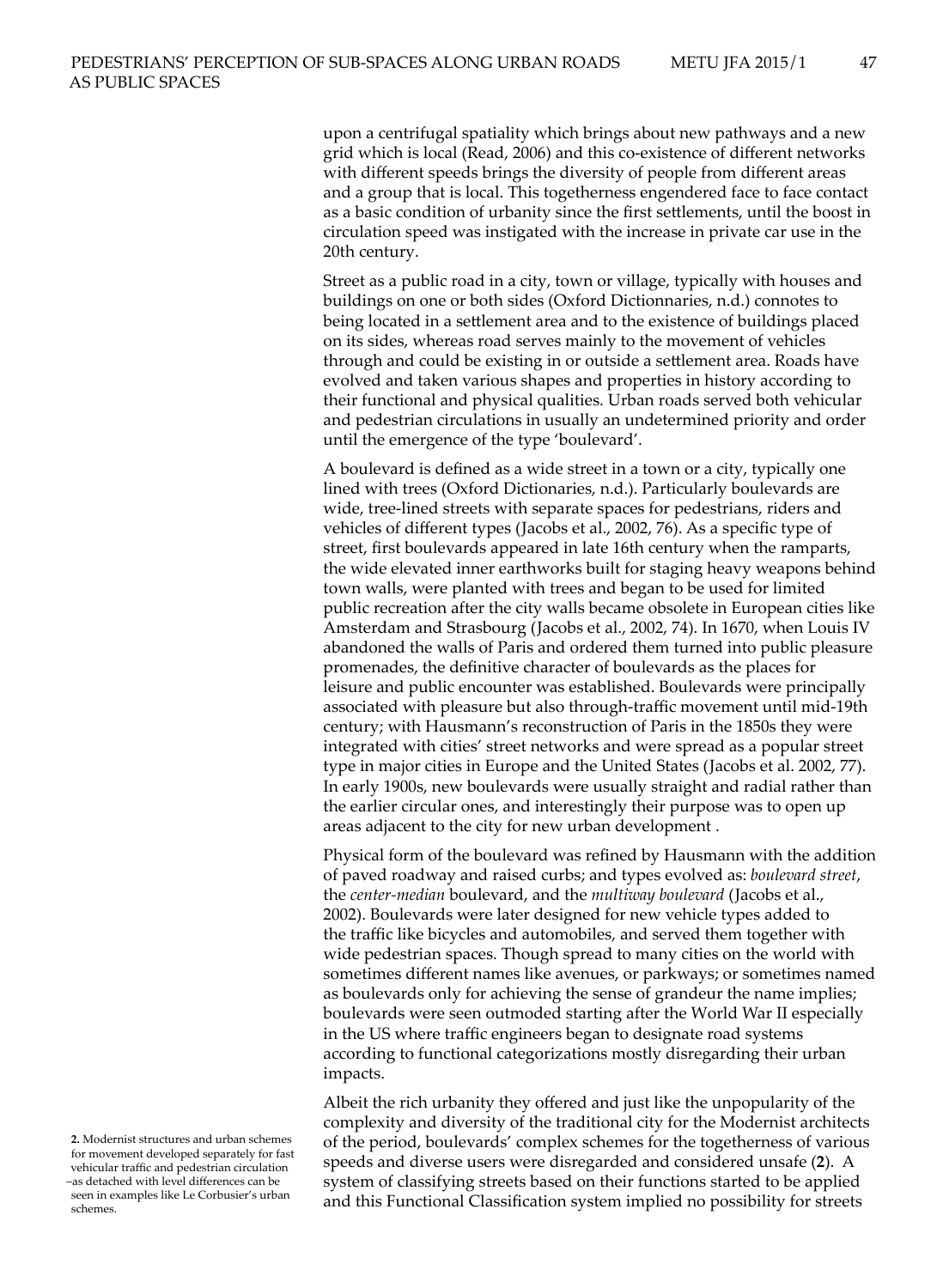upon a centrifugal spatiality which brings about new pathways and a new grid which is local (Read, 2006) and this co-existence of different networks with different speeds brings the diversity of people from different areas and a group that is local. This togetherness engendered face to face contact as a basic condition of urbanity since the first settlements, until the boost in circulation speed was instigated with the increase in private car use in the 20th century.

Street as a public road in a city, town or village, typically with houses and buildings on one or both sides (Oxford Dictionnaries, n.d.) connotes to being located in a settlement area and to the existence of buildings placed on its sides, whereas road serves mainly to the movement of vehicles through and could be existing in or outside a settlement area. Roads have evolved and taken various shapes and properties in history according to their functional and physical qualities. Urban roads served both vehicular and pedestrian circulations in usually an undetermined priority and order until the emergence of the type 'boulevard'.

A boulevard is defined as a wide street in a town or a city, typically one lined with trees (Oxford Dictionaries, n.d.). Particularly boulevards are wide, tree-lined streets with separate spaces for pedestrians, riders and vehicles of different types (Jacobs et al., 2002, 76). As a specific type of street, first boulevards appeared in late 16th century when the ramparts, the wide elevated inner earthworks built for staging heavy weapons behind town walls, were planted with trees and began to be used for limited public recreation after the city walls became obsolete in European cities like Amsterdam and Strasbourg (Jacobs et al., 2002, 74). In 1670, when Louis IV abandoned the walls of Paris and ordered them turned into public pleasure promenades, the definitive character of boulevards as the places for leisure and public encounter was established. Boulevards were principally associated with pleasure but also through-traffic movement until mid-19th century; with Hausmann's reconstruction of Paris in the 1850s they were integrated with cities' street networks and were spread as a popular street type in major cities in Europe and the United States (Jacobs et al. 2002, 77). In early 1900s, new boulevards were usually straight and radial rather than the earlier circular ones, and interestingly their purpose was to open up areas adjacent to the city for new urban development .

Physical form of the boulevard was refined by Hausmann with the addition of paved roadway and raised curbs; and types evolved as: *boulevard street*, the *center-median* boulevard, and the *multiway boulevard* (Jacobs et al., 2002). Boulevards were later designed for new vehicle types added to the traffic like bicycles and automobiles, and served them together with wide pedestrian spaces. Though spread to many cities on the world with sometimes different names like avenues, or parkways; or sometimes named as boulevards only for achieving the sense of grandeur the name implies; boulevards were seen outmoded starting after the World War II especially in the US where traffic engineers began to designate road systems according to functional categorizations mostly disregarding their urban impacts.

Albeit the rich urbanity they offered and just like the unpopularity of the complexity and diversity of the traditional city for the Modernist architects of the period, boulevards' complex schemes for the togetherness of various speeds and diverse users were disregarded and considered unsafe (**2**). A system of classifying streets based on their functions started to be applied and this Functional Classification system implied no possibility for streets

**2.** Modernist structures and urban schemes for movement developed separately for fast vehicular traffic and pedestrian circulation –as detached with level differences can be seen in examples like Le Corbusier's urban schemes.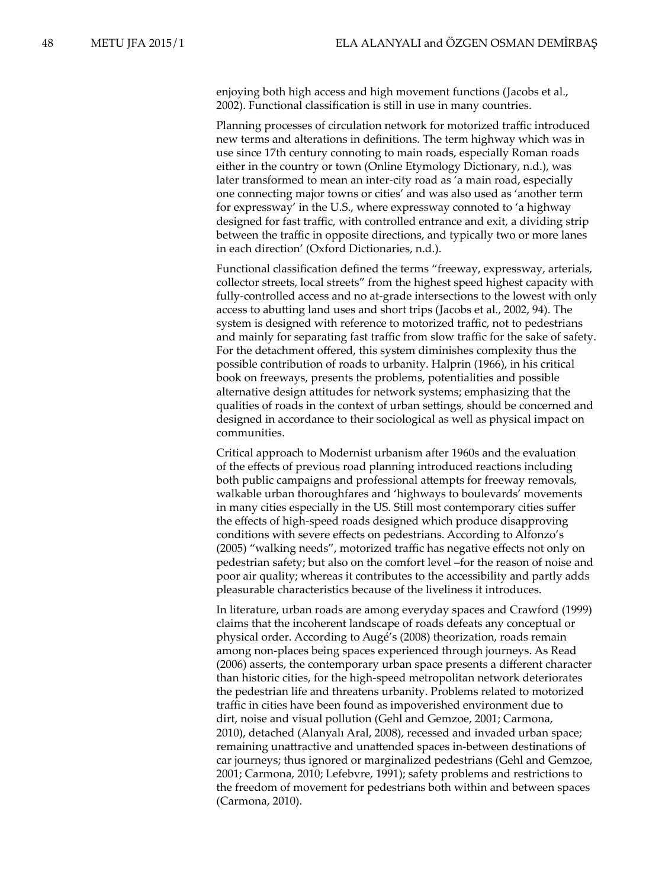enjoying both high access and high movement functions (Jacobs et al., 2002). Functional classification is still in use in many countries.

Planning processes of circulation network for motorized traffic introduced new terms and alterations in definitions. The term highway which was in use since 17th century connoting to main roads, especially Roman roads either in the country or town (Online Etymology Dictionary, n.d.), was later transformed to mean an inter-city road as 'a main road, especially one connecting major towns or cities' and was also used as 'another term for expressway' in the U.S., where expressway connoted to 'a highway designed for fast traffic, with controlled entrance and exit, a dividing strip between the traffic in opposite directions, and typically two or more lanes in each direction' (Oxford Dictionaries, n.d.).

Functional classification defined the terms "freeway, expressway, arterials, collector streets, local streets" from the highest speed highest capacity with fully-controlled access and no at-grade intersections to the lowest with only access to abutting land uses and short trips (Jacobs et al., 2002, 94). The system is designed with reference to motorized traffic, not to pedestrians and mainly for separating fast traffic from slow traffic for the sake of safety. For the detachment offered, this system diminishes complexity thus the possible contribution of roads to urbanity. Halprin (1966), in his critical book on freeways, presents the problems, potentialities and possible alternative design attitudes for network systems; emphasizing that the qualities of roads in the context of urban settings, should be concerned and designed in accordance to their sociological as well as physical impact on communities.

Critical approach to Modernist urbanism after 1960s and the evaluation of the effects of previous road planning introduced reactions including both public campaigns and professional attempts for freeway removals, walkable urban thoroughfares and 'highways to boulevards' movements in many cities especially in the US. Still most contemporary cities suffer the effects of high-speed roads designed which produce disapproving conditions with severe effects on pedestrians. According to Alfonzo's (2005) "walking needs", motorized traffic has negative effects not only on pedestrian safety; but also on the comfort level –for the reason of noise and poor air quality; whereas it contributes to the accessibility and partly adds pleasurable characteristics because of the liveliness it introduces.

In literature, urban roads are among everyday spaces and Crawford (1999) claims that the incoherent landscape of roads defeats any conceptual or physical order. According to Augé's (2008) theorization, roads remain among non-places being spaces experienced through journeys. As Read (2006) asserts, the contemporary urban space presents a different character than historic cities, for the high-speed metropolitan network deteriorates the pedestrian life and threatens urbanity. Problems related to motorized traffic in cities have been found as impoverished environment due to dirt, noise and visual pollution (Gehl and Gemzoe, 2001; Carmona, 2010), detached (Alanyalı Aral, 2008), recessed and invaded urban space; remaining unattractive and unattended spaces in-between destinations of car journeys; thus ignored or marginalized pedestrians (Gehl and Gemzoe, 2001; Carmona, 2010; Lefebvre, 1991); safety problems and restrictions to the freedom of movement for pedestrians both within and between spaces (Carmona, 2010).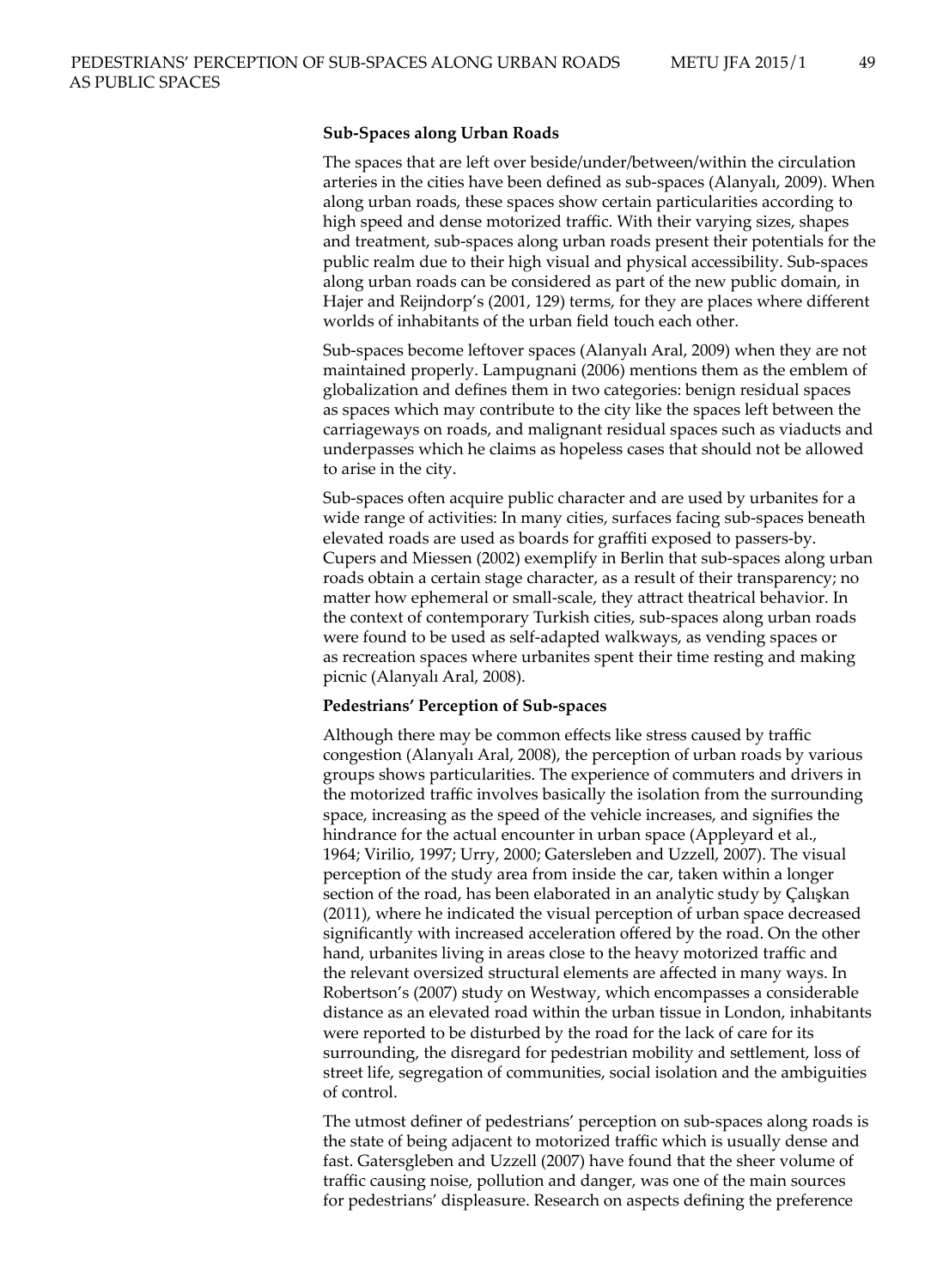### Sub-Spaces along Urban Roads

The spaces that are left over beside/under/between/within the circulation arteries in the cities have been defined as sub-spaces (Alanyalı, 2009). When along urban roads, these spaces show certain particularities according to high speed and dense motorized traffic. With their varying sizes, shapes and treatment, sub-spaces along urban roads present their potentials for the public realm due to their high visual and physical accessibility. Sub-spaces along urban roads can be considered as part of the new public domain, in Hajer and Reijndorp's (2001, 129) terms, for they are places where different worlds of inhabitants of the urban field touch each other.

Sub-spaces become leftover spaces (Alanyalı Aral, 2009) when they are not maintained properly. Lampugnani (2006) mentions them as the emblem of globalization and defines them in two categories: benign residual spaces as spaces which may contribute to the city like the spaces left between the carriageways on roads, and malignant residual spaces such as viaducts and underpasses which he claims as hopeless cases that should not be allowed to arise in the city.

Sub-spaces often acquire public character and are used by urbanites for a wide range of activities: In many cities, surfaces facing sub-spaces beneath elevated roads are used as boards for graffiti exposed to passers-by. Cupers and Miessen (2002) exemplify in Berlin that sub-spaces along urban roads obtain a certain stage character, as a result of their transparency; no matter how ephemeral or small-scale, they attract theatrical behavior. In the context of contemporary Turkish cities, sub-spaces along urban roads were found to be used as self-adapted walkways, as vending spaces or as recreation spaces where urbanites spent their time resting and making picnic (Alanyalı Aral, 2008).

### Pedestrians' Perception of Sub-spaces

Although there may be common effects like stress caused by traffic congestion (Alanyalı Aral, 2008), the perception of urban roads by various groups shows particularities. The experience of commuters and drivers in the motorized traffic involves basically the isolation from the surrounding space, increasing as the speed of the vehicle increases, and signifies the hindrance for the actual encounter in urban space (Appleyard et al., 1964; Virilio, 1997; Urry, 2000; Gatersleben and Uzzell, 2007). The visual perception of the study area from inside the car, taken within a longer section of the road, has been elaborated in an analytic study by Çalışkan (2011), where he indicated the visual perception of urban space decreased significantly with increased acceleration offered by the road. On the other hand, urbanites living in areas close to the heavy motorized traffic and the relevant oversized structural elements are affected in many ways. In Robertson's (2007) study on Westway, which encompasses a considerable distance as an elevated road within the urban tissue in London, inhabitants were reported to be disturbed by the road for the lack of care for its surrounding, the disregard for pedestrian mobility and settlement, loss of street life, segregation of communities, social isolation and the ambiguities of control.

The utmost definer of pedestrians' perception on sub-spaces along roads is the state of being adjacent to motorized traffic which is usually dense and fast. Gatersgleben and Uzzell (2007) have found that the sheer volume of traffic causing noise, pollution and danger, was one of the main sources for pedestrians' displeasure. Research on aspects defining the preference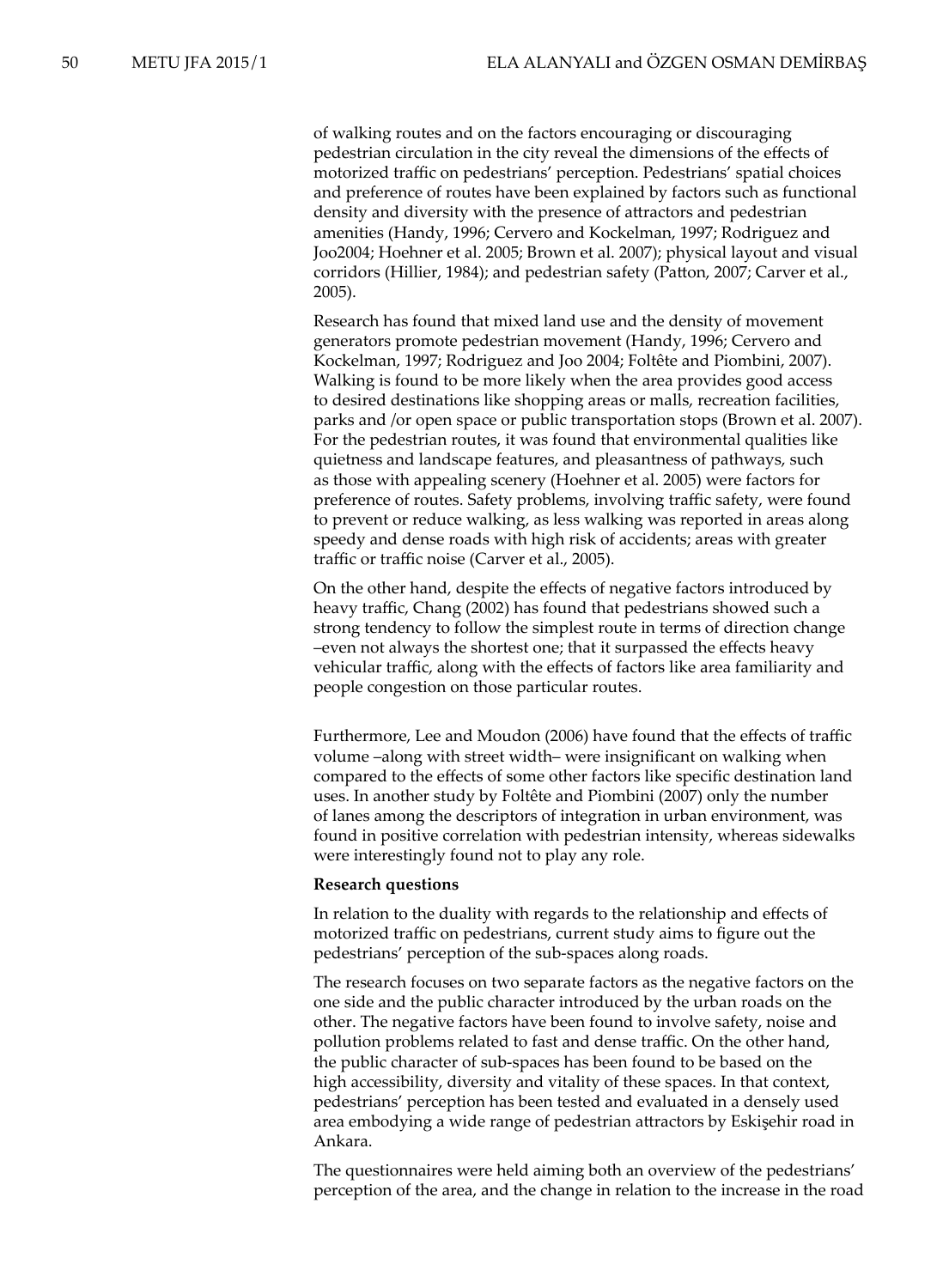of walking routes and on the factors encouraging or discouraging pedestrian circulation in the city reveal the dimensions of the effects of motorized traffic on pedestrians' perception. Pedestrians' spatial choices and preference of routes have been explained by factors such as functional density and diversity with the presence of attractors and pedestrian amenities (Handy, 1996; Cervero and Kockelman, 1997; Rodriguez and Joo2004; Hoehner et al. 2005; Brown et al. 2007); physical layout and visual corridors (Hillier, 1984); and pedestrian safety (Patton, 2007; Carver et al., 2005).

Research has found that mixed land use and the density of movement generators promote pedestrian movement (Handy, 1996; Cervero and Kockelman, 1997; Rodriguez and Joo 2004; Foltête and Piombini, 2007). Walking is found to be more likely when the area provides good access to desired destinations like shopping areas or malls, recreation facilities, parks and /or open space or public transportation stops (Brown et al. 2007). For the pedestrian routes, it was found that environmental qualities like quietness and landscape features, and pleasantness of pathways, such as those with appealing scenery (Hoehner et al. 2005) were factors for preference of routes. Safety problems, involving traffic safety, were found to prevent or reduce walking, as less walking was reported in areas along speedy and dense roads with high risk of accidents; areas with greater traffic or traffic noise (Carver et al., 2005).

On the other hand, despite the effects of negative factors introduced by heavy traffic, Chang (2002) has found that pedestrians showed such a strong tendency to follow the simplest route in terms of direction change –even not always the shortest one; that it surpassed the effects heavy vehicular traffic, along with the effects of factors like area familiarity and people congestion on those particular routes.

Furthermore, Lee and Moudon (2006) have found that the effects of traffic volume –along with street width– were insignificant on walking when compared to the effects of some other factors like specific destination land uses. In another study by Foltête and Piombini (2007) only the number of lanes among the descriptors of integration in urban environment, was found in positive correlation with pedestrian intensity, whereas sidewalks were interestingly found not to play any role.

**Research questions**

In relation to the duality with regards to the relationship and effects of motorized traffic on pedestrians, current study aims to figure out the pedestrians' perception of the sub-spaces along roads.

The research focuses on two separate factors as the negative factors on the one side and the public character introduced by the urban roads on the other. The negative factors have been found to involve safety, noise and pollution problems related to fast and dense traffic. On the other hand, the public character of sub-spaces has been found to be based on the high accessibility, diversity and vitality of these spaces. In that context, pedestrians' perception has been tested and evaluated in a densely used area embodying a wide range of pedestrian attractors by Eskişehir road in Ankara.

The questionnaires were held aiming both an overview of the pedestrians' perception of the area, and the change in relation to the increase in the road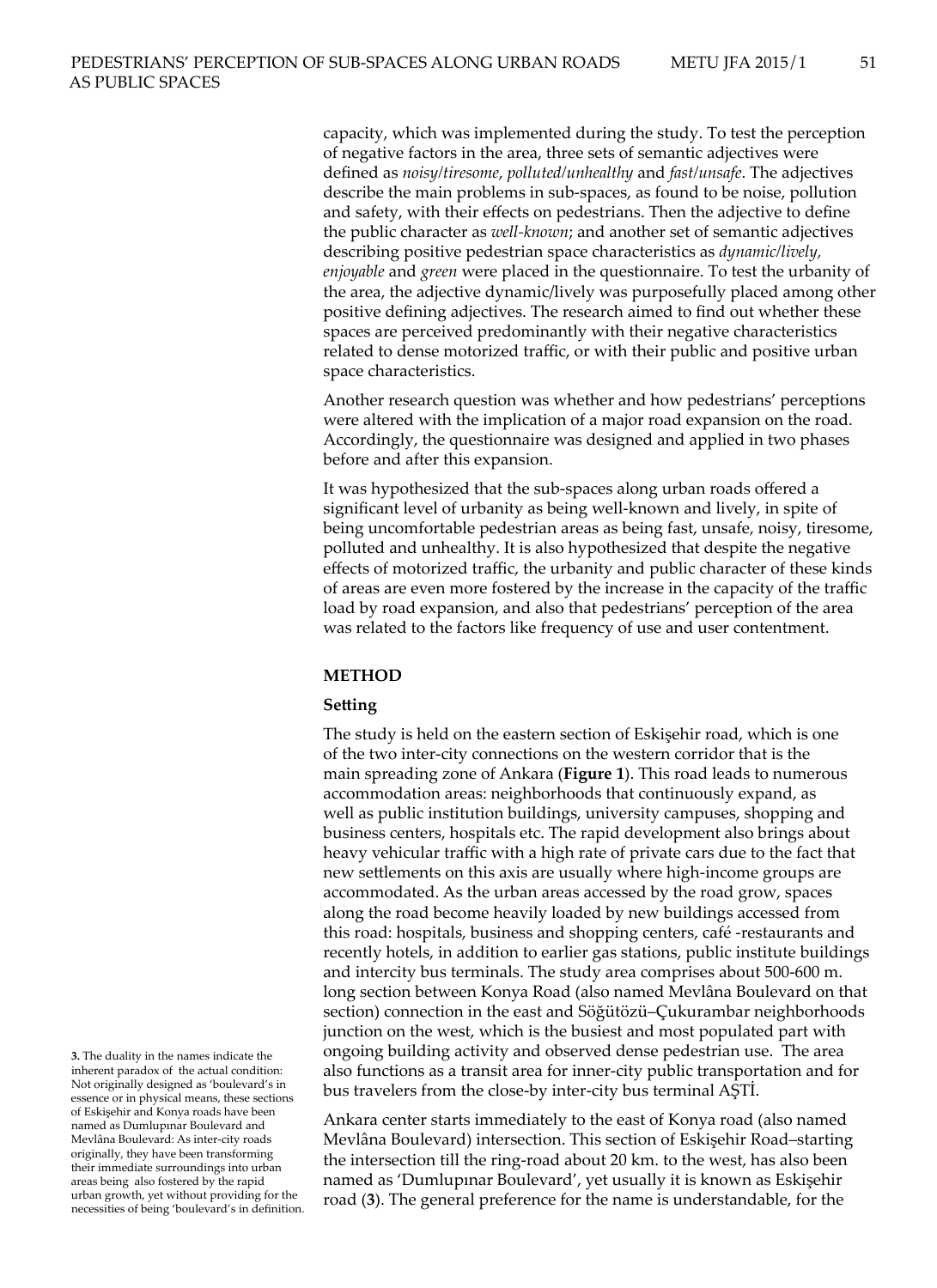capacity, which was implemented during the study. To test the perception of negative factors in the area, three sets of semantic adjectives were defined as *noisy/tiresome*, *polluted/unhealthy* and *fast/unsafe*. The adjectives describe the main problems in sub-spaces, as found to be noise, pollution and safety, with their effects on pedestrians. Then the adjective to define the public character as *well-known*; and another set of semantic adjectives describing positive pedestrian space characteristics as *dynamic/lively, enjoyable* and *green* were placed in the questionnaire. To test the urbanity of the area, the adjective dynamic/lively was purposefully placed among other positive defining adjectives. The research aimed to find out whether these spaces are perceived predominantly with their negative characteristics related to dense motorized traffic, or with their public and positive urban space characteristics.

Another research question was whether and how pedestrians' perceptions were altered with the implication of a major road expansion on the road. Accordingly, the questionnaire was designed and applied in two phases before and after this expansion.

It was hypothesized that the sub-spaces along urban roads offered a significant level of urbanity as being well-known and lively, in spite of being uncomfortable pedestrian areas as being fast, unsafe, noisy, tiresome, polluted and unhealthy. It is also hypothesized that despite the negative effects of motorized traffic, the urbanity and public character of these kinds of areas are even more fostered by the increase in the capacity of the traffic load by road expansion, and also that pedestrians' perception of the area was related to the factors like frequency of use and user contentment.

## METHOD

### Setting

The study is held on the eastern section of Eskişehir road, which is one of the two inter-city connections on the western corridor that is the main spreading zone of Ankara (**Figure 1**). This road leads to numerous accommodation areas: neighborhoods that continuously expand, as well as public institution buildings, university campuses, shopping and business centers, hospitals etc. The rapid development also brings about heavy vehicular traffic with a high rate of private cars due to the fact that new settlements on this axis are usually where high-income groups are accommodated. As the urban areas accessed by the road grow, spaces along the road become heavily loaded by new buildings accessed from this road: hospitals, business and shopping centers, café -restaurants and recently hotels, in addition to earlier gas stations, public institute buildings and intercity bus terminals. The study area comprises about 500-600 m. long section between Konya Road (also named Mevlâna Boulevard on that section) connection in the east and Söğütözü–Çukurambar neighborhoods junction on the west, which is the busiest and most populated part with ongoing building activity and observed dense pedestrian use. The area also functions as a transit area for inner-city public transportation and for bus travelers from the close-by inter-city bus terminal AŞTİ.

Ankara center starts immediately to the east of Konya road (also named Mevlâna Boulevard) intersection. This section of Eskişehir Road–starting the intersection till the ring-road about 20 km. to the west, has also been named as 'Dumlupınar Boulevard', yet usually it is known as Eskişehir road (**3**). The general preference for the name is understandable, for the

**3.** The duality in the names indicate the inherent paradox of the actual condition: Not originally designed as 'boulevard's in essence or in physical means, these sections of Eskişehir and Konya roads have been named as Dumlupınar Boulevard and Mevlâna Boulevard: As inter-city roads originally, they have been transforming their immediate surroundings into urban areas being also fostered by the rapid urban growth, yet without providing for the necessities of being 'boulevard's in definition.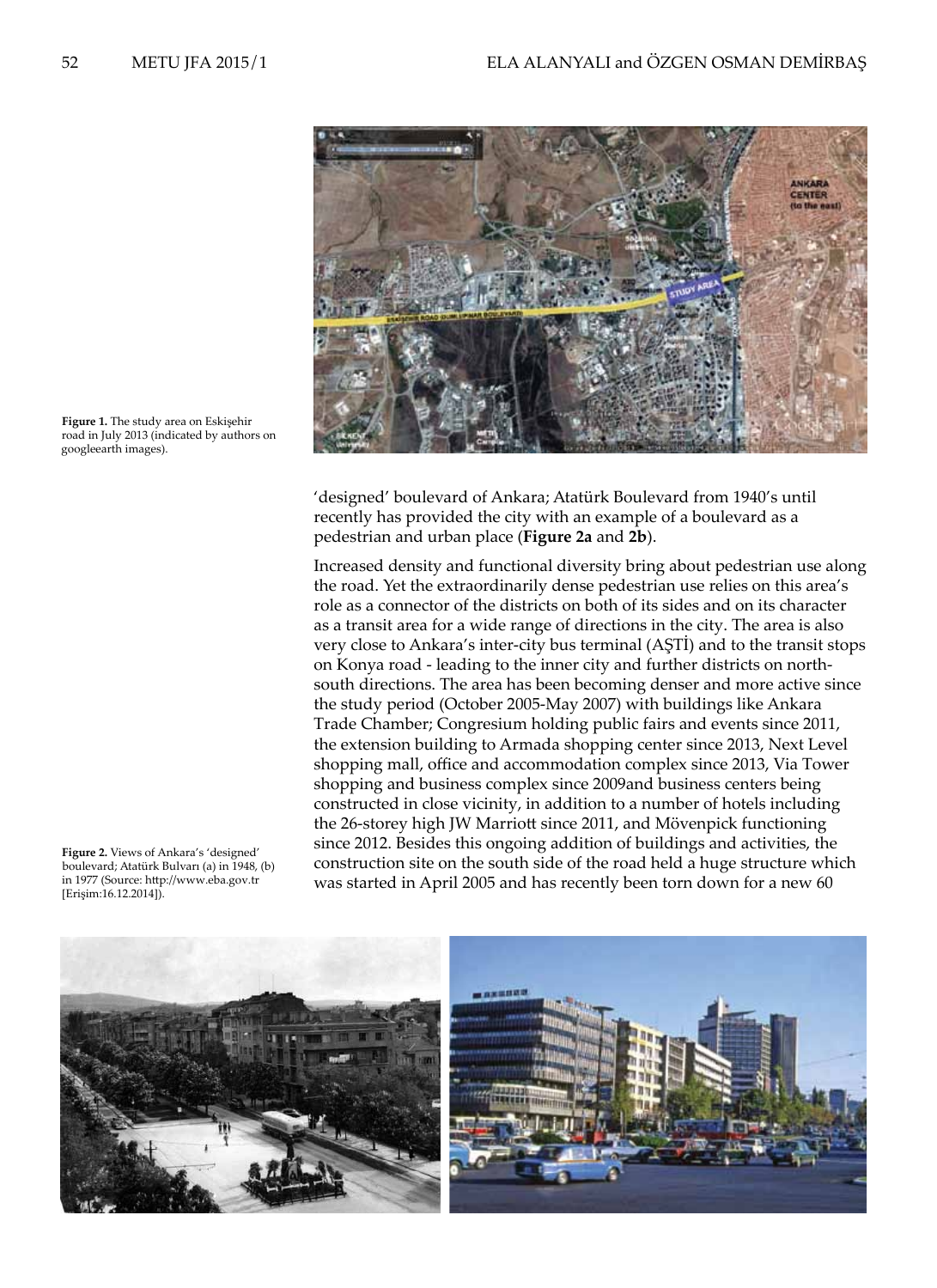Figure 1. The study area on Eskişehir road in July 2013 (indicated by authors on googleearth images).

'designed' boulevard of Ankara; Atatürk Boulevard from 1940's until recently has provided the city with an example of a boulevard as a pedestrian and urban place (**Figure 2a** and **2b**).

Increased density and functional diversity bring about pedestrian use along the road. Yet the extraordinarily dense pedestrian use relies on this area's role as a connector of the districts on both of its sides and on its character as a transit area for a wide range of directions in the city. The area is also very close to Ankara's inter-city bus terminal (AŞTİ) and to the transit stops on Konya road - leading to the inner city and further districts on north-south directions. The area has been becoming denser and more active since the study period (October 2005-May 2007) with buildings like Ankara Trade Chamber; Congresium holding public fairs and events since 2011, the extension building to Armada shopping center since 2013, Next Level shopping mall, office and accommodation complex since 2013, Via Tower shopping and business complex since 2009and business centers being constructed in close vicinity, in addition to a number of hotels including the 26-storey high JW Marriott since 2011, and Mövenpick functioning since 2012. Besides this ongoing addition of buildings and activities, the construction site on the south side of the road held a huge structure which was started in April 2005 and has recently been torn down for a new 60

Figure 2. Views of Ankara's 'designed' boulevard; Atatürk Bulvarı (a) in 1948, (b) in 1977 (Source: http://www.eba.gov.tr [Erişim:16.12.2014]).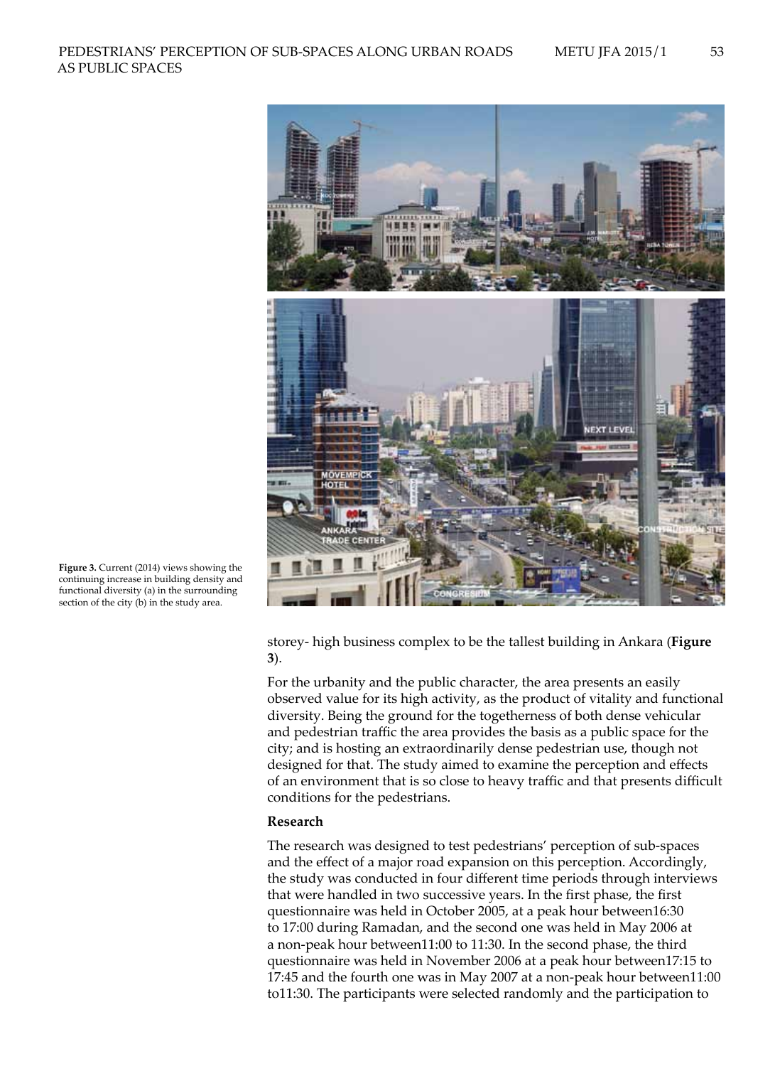**Figure 3.** Current (2014) views showing the continuing increase in building density and functional diversity (a) in the surrounding section of the city (b) in the study area.

storey- high business complex to be the tallest building in Ankara (**Figure 3**).

For the urbanity and the public character, the area presents an easily observed value for its high activity, as the product of vitality and functional diversity. Being the ground for the togetherness of both dense vehicular and pedestrian traffic the area provides the basis as a public space for the city; and is hosting an extraordinarily dense pedestrian use, though not designed for that. The study aimed to examine the perception and effects of an environment that is so close to heavy traffic and that presents difficult conditions for the pedestrians.

### Research

The research was designed to test pedestrians' perception of sub-spaces and the effect of a major road expansion on this perception. Accordingly, the study was conducted in four different time periods through interviews that were handled in two successive years. In the first phase, the first questionnaire was held in October 2005, at a peak hour between16:30 to 17:00 during Ramadan, and the second one was held in May 2006 at a non-peak hour between11:00 to 11:30. In the second phase, the third questionnaire was held in November 2006 at a peak hour between17:15 to 17:45 and the fourth one was in May 2007 at a non-peak hour between11:00 to11:30. The participants were selected randomly and the participation to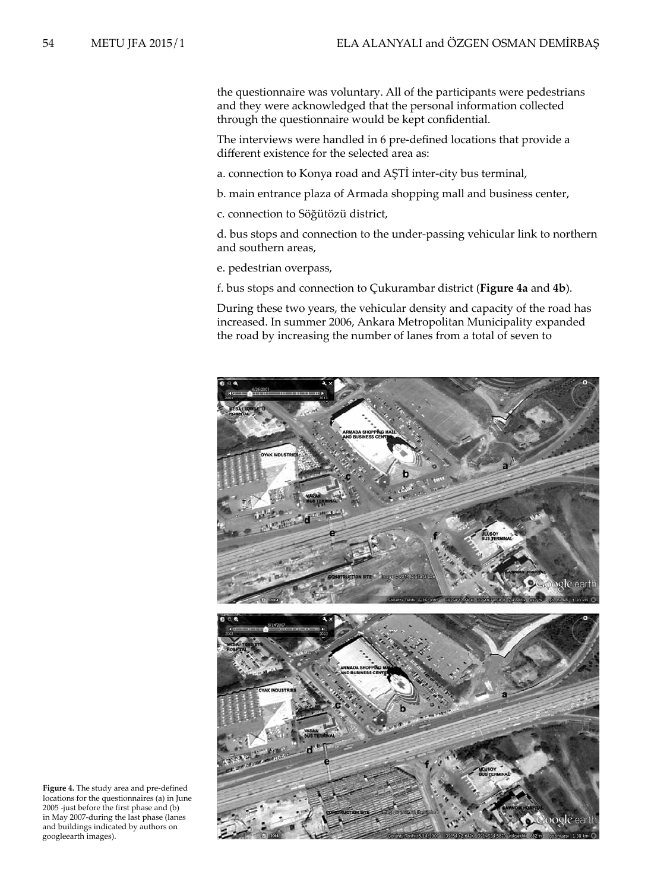the questionnaire was voluntary. All of the participants were pedestrians and they were acknowledged that the personal information collected through the questionnaire would be kept confidential.

The interviews were handled in 6 pre-defined locations that provide a different existence for the selected area as:

a. connection to Konya road and AŞTİ inter-city bus terminal,

b. main entrance plaza of Armada shopping mall and business center,

c. connection to Söğütözü district,

d. bus stops and connection to the under-passing vehicular link to northern and southern areas,

e. pedestrian overpass,

f. bus stops and connection to Çukurambar district (**Figure 4a** and **4b**).

During these two years, the vehicular density and capacity of the road has increased. In summer 2006, Ankara Metropolitan Municipality expanded the road by increasing the number of lanes from a total of seven to

**Figure 4.** The study area and pre-defined locations for the questionnaires (a) in June 2005 -just before the first phase and (b) in May 2007-during the last phase (lanes and buildings indicated by authors on googleearth images).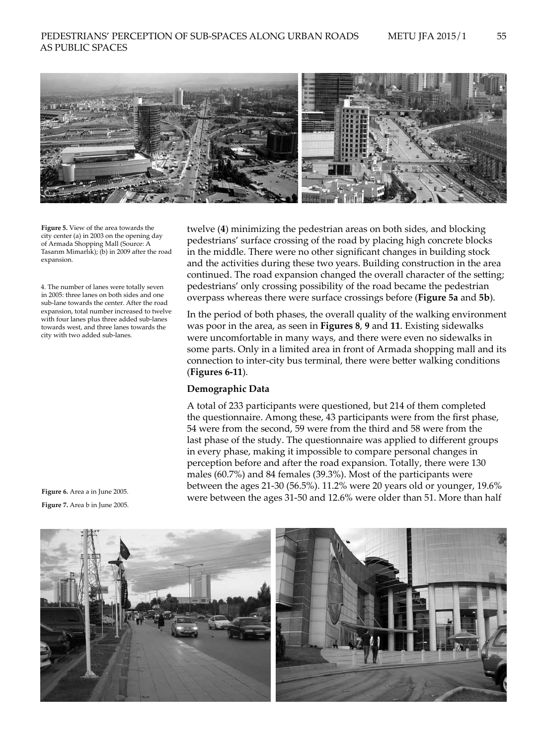Figure 5. View of the area towards the city center (a) in 2003 on the opening day of Armada Shopping Mall (Source: A Tasarım Mimarlık); (b) in 2009 after the road expansion.

4. The number of lanes were totally seven in 2005: three lanes on both sides and one sub-lane towards the center. After the road expansion, total number increased to twelve with four lanes plus three added sub-lanes towards west, and three lanes towards the city with two added sub-lanes.

twelve (**4**) minimizing the pedestrian areas on both sides, and blocking pedestrians' surface crossing of the road by placing high concrete blocks in the middle. There were no other significant changes in building stock and the activities during these two years. Building construction in the area continued. The road expansion changed the overall character of the setting; pedestrians' only crossing possibility of the road became the pedestrian overpass whereas there were surface crossings before (**Figure 5a** and **5b**).

In the period of both phases, the overall quality of the walking environment was poor in the area, as seen in **Figures 8**, **9** and **11**. Existing sidewalks were uncomfortable in many ways, and there were even no sidewalks in some parts. Only in a limited area in front of Armada shopping mall and its connection to inter-city bus terminal, there were better walking conditions (**Figures 6-11**).

**Demographic Data**

A total of 233 participants were questioned, but 214 of them completed the questionnaire. Among these, 43 participants were from the first phase, 54 were from the second, 59 were from the third and 58 were from the last phase of the study. The questionnaire was applied to different groups in every phase, making it impossible to compare personal changes in perception before and after the road expansion. Totally, there were 130 males (60.7%) and 84 females (39.3%). Most of the participants were between the ages 21-30 (56.5%). 11.2% were 20 years old or younger, 19.6% were between the ages 31-50 and 12.6% were older than 51. More than half

Figure 6. Area a in June 2005.

Figure 7. Area b in June 2005.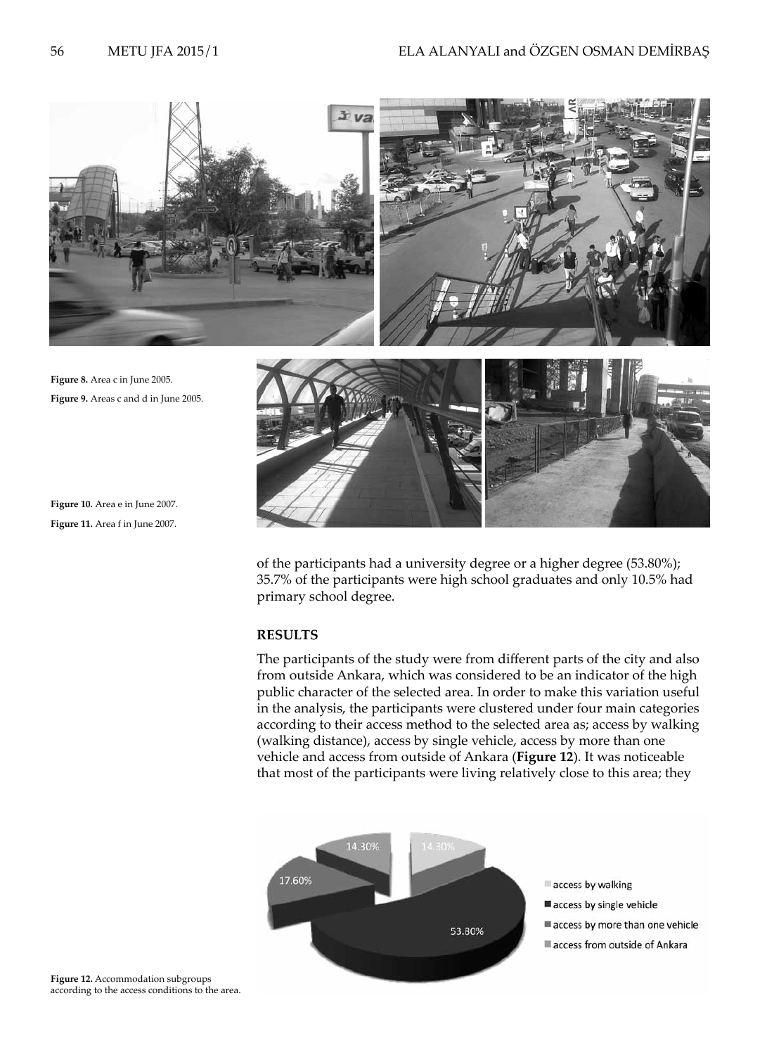Figure 8. Area c in June 2005.

Figure 9. Areas c and d in June 2005.

Figure 10. Area e in June 2007.

Figure 11. Area f in June 2007.

of the participants had a university degree or a higher degree (53.80%); 35.7% of the participants were high school graduates and only 10.5% had primary school degree.

## RESULTS

The participants of the study were from different parts of the city and also from outside Ankara, which was considered to be an indicator of the high public character of the selected area. In order to make this variation useful in the analysis, the participants were clustered under four main categories according to their access method to the selected area as; access by walking (walking distance), access by single vehicle, access by more than one vehicle and access from outside of Ankara (**Figure 12**). It was noticeable that most of the participants were living relatively close to this area; they

Figure 12. Accommodation subgroups according to the access conditions to the area.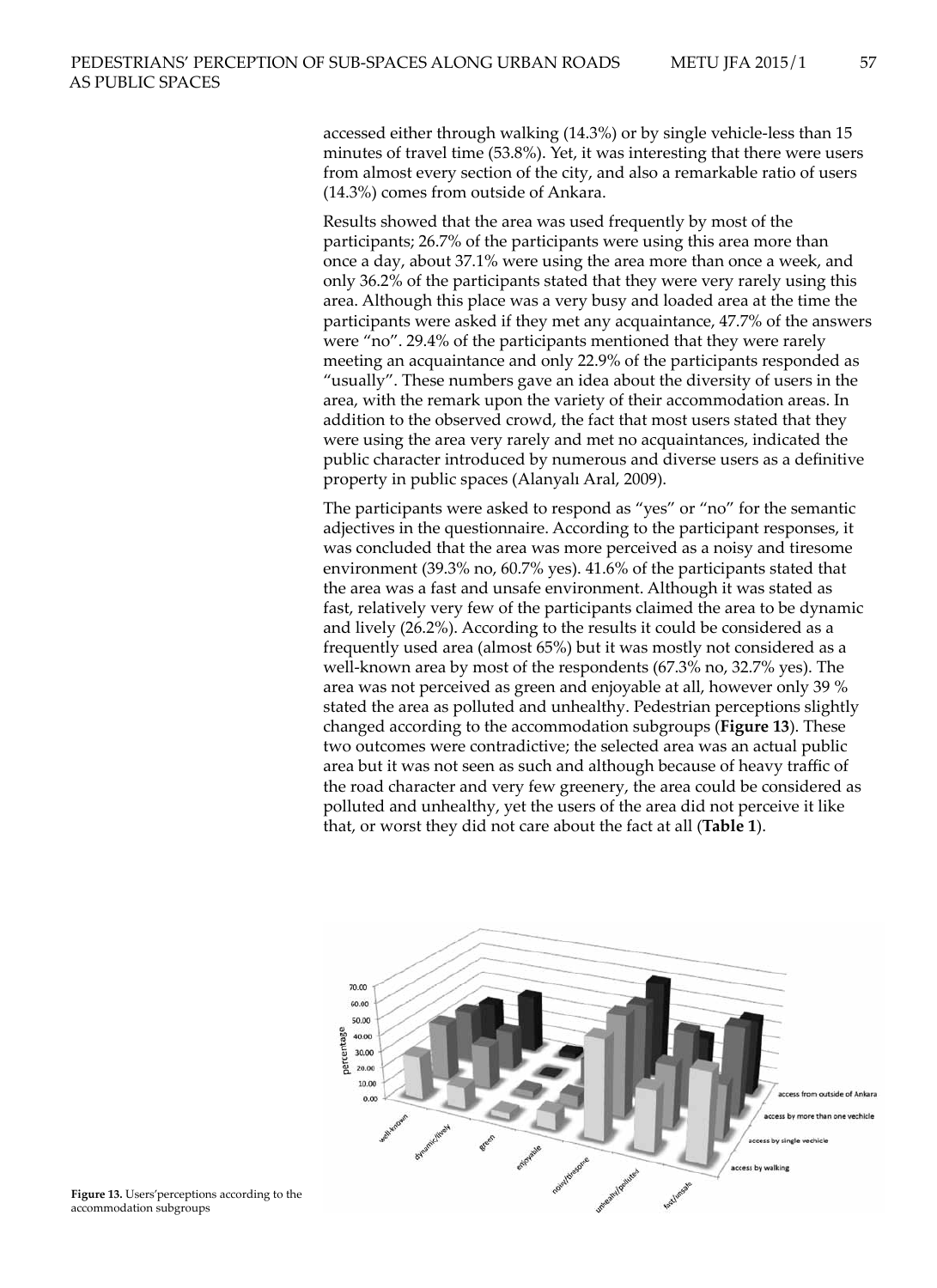accessed either through walking (14.3%) or by single vehicle-less than 15 minutes of travel time (53.8%). Yet, it was interesting that there were users from almost every section of the city, and also a remarkable ratio of users (14.3%) comes from outside of Ankara.

Results showed that the area was used frequently by most of the participants; 26.7% of the participants were using this area more than once a day, about 37.1% were using the area more than once a week, and only 36.2% of the participants stated that they were very rarely using this area. Although this place was a very busy and loaded area at the time the participants were asked if they met any acquaintance, 47.7% of the answers were "no". 29.4% of the participants mentioned that they were rarely meeting an acquaintance and only 22.9% of the participants responded as "usually". These numbers gave an idea about the diversity of users in the area, with the remark upon the variety of their accommodation areas. In addition to the observed crowd, the fact that most users stated that they were using the area very rarely and met no acquaintances, indicated the public character introduced by numerous and diverse users as a definitive property in public spaces (Alanyalı Aral, 2009).

The participants were asked to respond as "yes" or "no" for the semantic adjectives in the questionnaire. According to the participant responses, it was concluded that the area was more perceived as a noisy and tiresome environment (39.3% no, 60.7% yes). 41.6% of the participants stated that the area was a fast and unsafe environment. Although it was stated as fast, relatively very few of the participants claimed the area to be dynamic and lively (26.2%). According to the results it could be considered as a frequently used area (almost 65%) but it was mostly not considered as a well-known area by most of the respondents (67.3% no, 32.7% yes). The area was not perceived as green and enjoyable at all, however only 39 % stated the area as polluted and unhealthy. Pedestrian perceptions slightly changed according to the accommodation subgroups (**Figure 13**). These two outcomes were contradictive; the selected area was an actual public area but it was not seen as such and although because of heavy traffic of the road character and very few greenery, the area could be considered as polluted and unhealthy, yet the users of the area did not perceive it like that, or worst they did not care about the fact at all (**Table 1**).

**Figure 13.** Users'perceptions according to the accommodation subgroups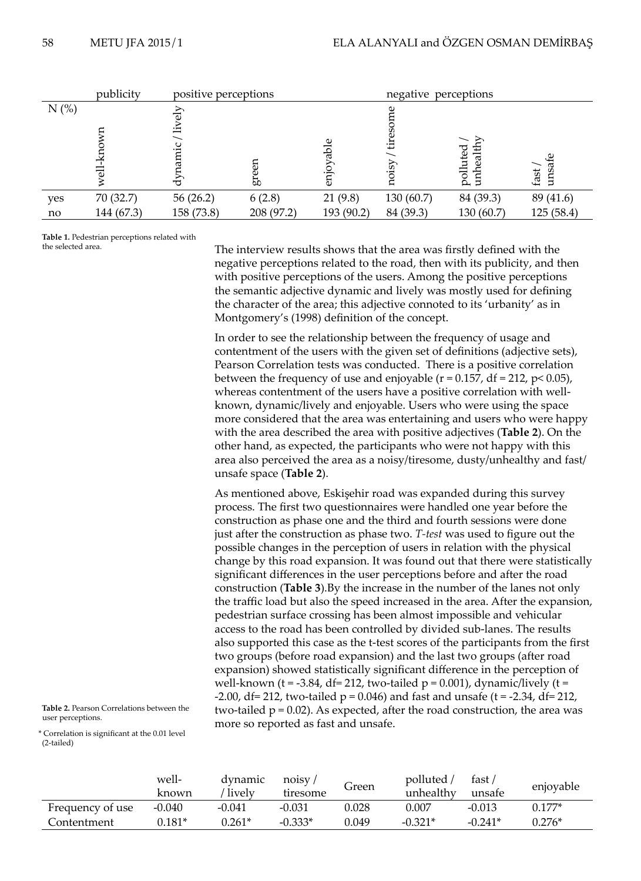| | publicity | positive perceptions | | | negative perceptions | | |
|---|---|---|---|---|---|---|---|
| N (%) | well-known | dynamic / lively | green | enjoyable | noisy / tiresome | polluted / unhealthy | fast / unsafe |
| yes | 70 (32.7) | 56 (26.2) | 6 (2.8) | 21 (9.8) | 130 (60.7) | 84 (39.3) | 89 (41.6) |
| no | 144 (67.3) | 158 (73.8) | 208 (97.2) | 193 (90.2) | 84 (39.3) | 130 (60.7) | 125 (58.4) |

**Table 1.** Pedestrian perceptions related with the selected area.

The interview results shows that the area was firstly defined with the negative perceptions related to the road, then with its publicity, and then with positive perceptions of the users. Among the positive perceptions the semantic adjective dynamic and lively was mostly used for defining the character of the area; this adjective connoted to its 'urbanity' as in Montgomery's (1998) definition of the concept.

In order to see the relationship between the frequency of usage and contentment of the users with the given set of definitions (adjective sets), Pearson Correlation tests was conducted. There is a positive correlation between the frequency of use and enjoyable ($r = 0.157$, $df = 212$, $p < 0.05$), whereas contentment of the users have a positive correlation with well-known, dynamic/lively and enjoyable. Users who were using the space more considered that the area was entertaining and users who were happy with the area described the area with positive adjectives (**Table 2**). On the other hand, as expected, the participants who were not happy with this area also perceived the area as a noisy/tiresome, dusty/unhealthy and fast/ unsafe space (**Table 2**).

As mentioned above, Eskişehir road was expanded during this survey process. The first two questionnaires were handled one year before the construction as phase one and the third and fourth sessions were done just after the construction as phase two. *T-test* was used to figure out the possible changes in the perception of users in relation with the physical change by this road expansion. It was found out that there were statistically significant differences in the user perceptions before and after the road construction (**Table 3**).By the increase in the number of the lanes not only the traffic load but also the speed increased in the area. After the expansion, pedestrian surface crossing has been almost impossible and vehicular access to the road has been controlled by divided sub-lanes. The results also supported this case as the t-test scores of the participants from the first two groups (before road expansion) and the last two groups (after road expansion) showed statistically significant difference in the perception of well-known ($t = -3.84$, $df= 212$, two-tailed $p = 0.001$), dynamic/lively ($t = -2.00$, $df= 212$, two-tailed $p = 0.046$) and fast and unsafe ($t = -2.34$, $df= 212$, two-tailed $p = 0.02$). As expected, after the road construction, the area was more so reported as fast and unsafe.

**Table 2.** Pearson Correlations between the user perceptions.

\* Correlation is significant at the 0.01 level (2-tailed)

| | well-known | dynamic / lively | noisy / tiresome | Green | polluted / unhealthy | fast / unsafe | enjoyable |
|---|---|---|---|---|---|---|---|
| Frequency of use | -0.040 | -0.041 | -0.031 | 0.028 | 0.007 | -0.013 | 0.177* |
| Contentment | 0.181* | 0.261* | -0.333* | 0.049 | -0.321* | -0.241* | 0.276* |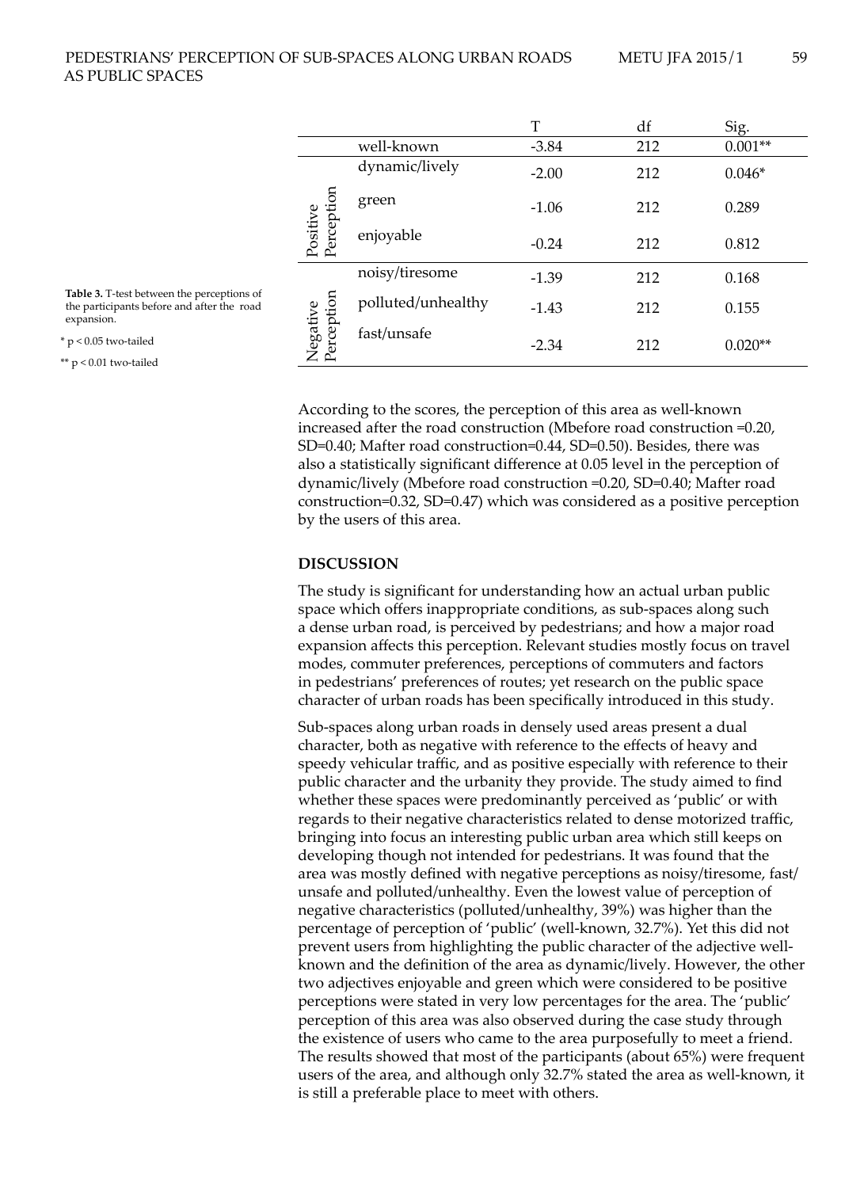| | | T | df | Sig. |
|---|---|---|---|---|
| | well-known | -3.84 | 212 | 0.001** |
| Positive Perception | dynamic/lively | -2.00 | 212 | 0.046* |
| | green | -1.06 | 212 | 0.289 |
| | enjoyable | -0.24 | 212 | 0.812 |
| Negative Perception | noisy/tiresome | -1.39 | 212 | 0.168 |
| | polluted/unhealthy | -1.43 | 212 | 0.155 |
| | fast/unsafe | -2.34 | 212 | 0.020** |

**Table 3.** T-test between the perceptions of the participants before and after the road expansion.

* $p < 0.05$ two-tailed

** $p < 0.01$ two-tailed

According to the scores, the perception of this area as well-known increased after the road construction ($M_{before\ road\ construction}$ =0.20, SD=0.40; $M_{after\ road\ construction}$=0.44, SD=0.50). Besides, there was also a statistically significant difference at 0.05 level in the perception of dynamic/lively ($M_{before\ road\ construction}$ =0.20, SD=0.40; $M_{after\ road\ construction}$=0.32, SD=0.47) which was considered as a positive perception by the users of this area.

## DISCUSSION

The study is significant for understanding how an actual urban public space which offers inappropriate conditions, as sub-spaces along such a dense urban road, is perceived by pedestrians; and how a major road expansion affects this perception. Relevant studies mostly focus on travel modes, commuter preferences, perceptions of commuters and factors in pedestrians' preferences of routes; yet research on the public space character of urban roads has been specifically introduced in this study.

Sub-spaces along urban roads in densely used areas present a dual character, both as negative with reference to the effects of heavy and speedy vehicular traffic, and as positive especially with reference to their public character and the urbanity they provide. The study aimed to find whether these spaces were predominantly perceived as 'public' or with regards to their negative characteristics related to dense motorized traffic, bringing into focus an interesting public urban area which still keeps on developing though not intended for pedestrians. It was found that the area was mostly defined with negative perceptions as noisy/tiresome, fast/unsafe and polluted/unhealthy. Even the lowest value of perception of negative characteristics (polluted/unhealthy, 39%) was higher than the percentage of perception of 'public' (well-known, 32.7%). Yet this did not prevent users from highlighting the public character of the adjective well-known and the definition of the area as dynamic/lively. However, the other two adjectives enjoyable and green which were considered to be positive perceptions were stated in very low percentages for the area. The 'public' perception of this area was also observed during the case study through the existence of users who came to the area purposefully to meet a friend. The results showed that most of the participants (about 65%) were frequent users of the area, and although only 32.7% stated the area as well-known, it is still a preferable place to meet with others.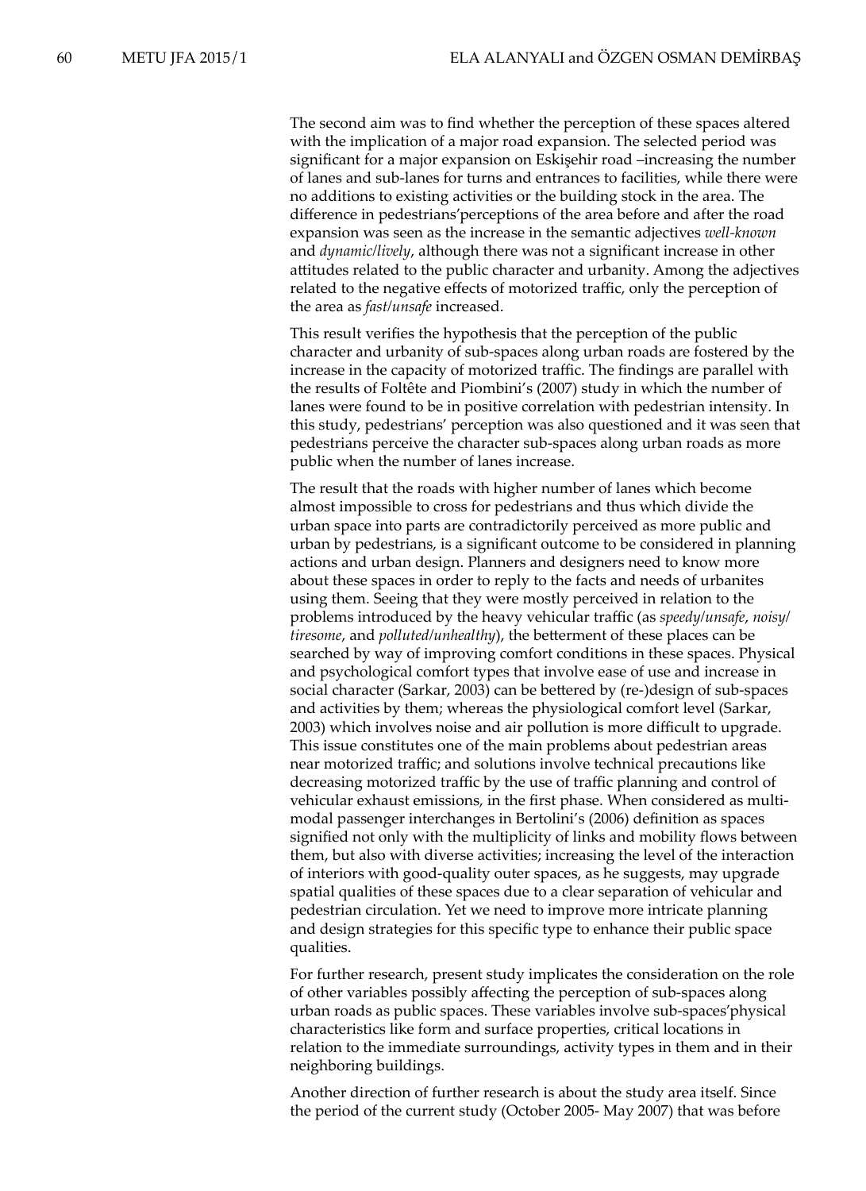The second aim was to find whether the perception of these spaces altered with the implication of a major road expansion. The selected period was significant for a major expansion on Eskişehir road –increasing the number of lanes and sub-lanes for turns and entrances to facilities, while there were no additions to existing activities or the building stock in the area. The difference in pedestrians'perceptions of the area before and after the road expansion was seen as the increase in the semantic adjectives *well-known* and *dynamic/lively*, although there was not a significant increase in other attitudes related to the public character and urbanity. Among the adjectives related to the negative effects of motorized traffic, only the perception of the area as *fast/unsafe* increased.

This result verifies the hypothesis that the perception of the public character and urbanity of sub-spaces along urban roads are fostered by the increase in the capacity of motorized traffic. The findings are parallel with the results of Foltête and Piombini's (2007) study in which the number of lanes were found to be in positive correlation with pedestrian intensity. In this study, pedestrians' perception was also questioned and it was seen that pedestrians perceive the character sub-spaces along urban roads as more public when the number of lanes increase.

The result that the roads with higher number of lanes which become almost impossible to cross for pedestrians and thus which divide the urban space into parts are contradictorily perceived as more public and urban by pedestrians, is a significant outcome to be considered in planning actions and urban design. Planners and designers need to know more about these spaces in order to reply to the facts and needs of urbanites using them. Seeing that they were mostly perceived in relation to the problems introduced by the heavy vehicular traffic (as *speedy/unsafe*, *noisy/tiresome*, and *polluted/unhealthy*), the betterment of these places can be searched by way of improving comfort conditions in these spaces. Physical and psychological comfort types that involve ease of use and increase in social character (Sarkar, 2003) can be bettered by (re-)design of sub-spaces and activities by them; whereas the physiological comfort level (Sarkar, 2003) which involves noise and air pollution is more difficult to upgrade. This issue constitutes one of the main problems about pedestrian areas near motorized traffic; and solutions involve technical precautions like decreasing motorized traffic by the use of traffic planning and control of vehicular exhaust emissions, in the first phase. When considered as multi-modal passenger interchanges in Bertolini's (2006) definition as spaces signified not only with the multiplicity of links and mobility flows between them, but also with diverse activities; increasing the level of the interaction of interiors with good-quality outer spaces, as he suggests, may upgrade spatial qualities of these spaces due to a clear separation of vehicular and pedestrian circulation. Yet we need to improve more intricate planning and design strategies for this specific type to enhance their public space qualities.

For further research, present study implicates the consideration on the role of other variables possibly affecting the perception of sub-spaces along urban roads as public spaces. These variables involve sub-spaces'physical characteristics like form and surface properties, critical locations in relation to the immediate surroundings, activity types in them and in their neighboring buildings.

Another direction of further research is about the study area itself. Since the period of the current study (October 2005- May 2007) that was before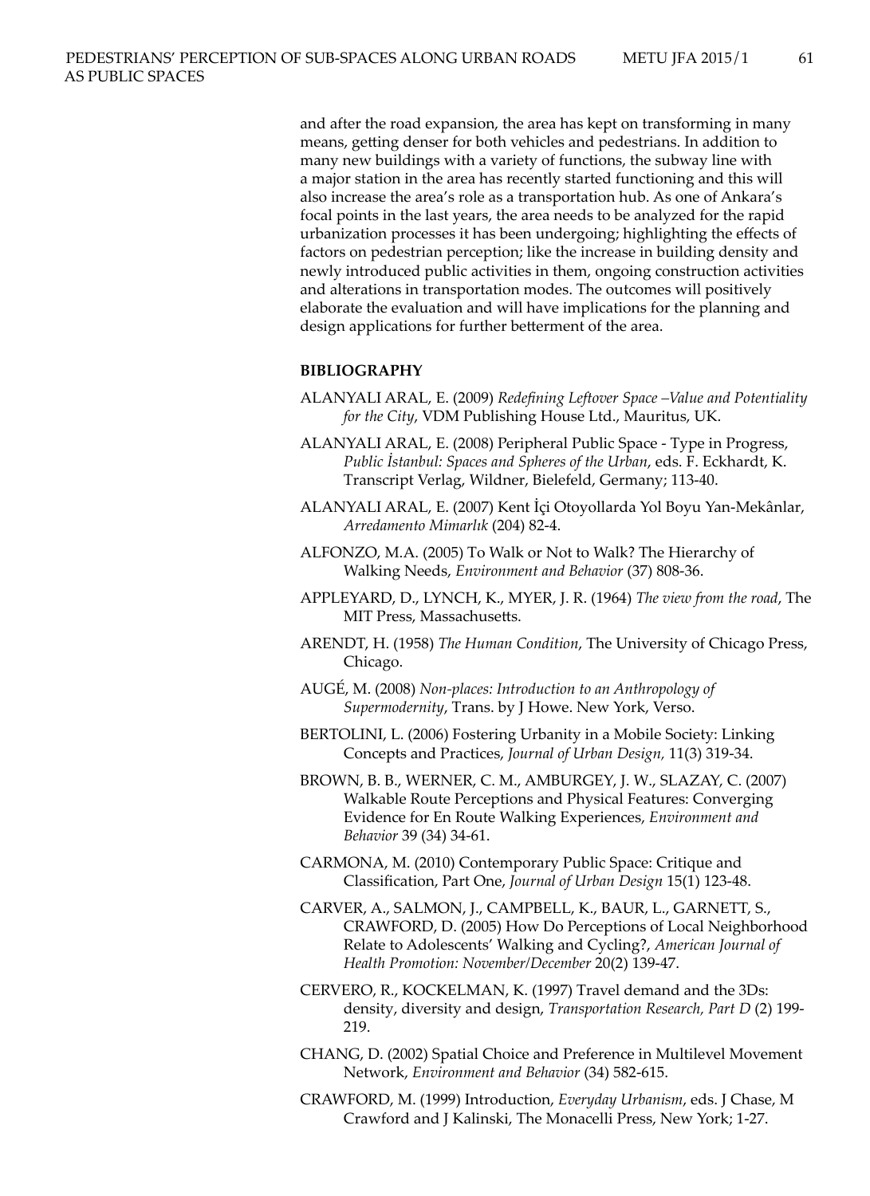and after the road expansion, the area has kept on transforming in many means, getting denser for both vehicles and pedestrians. In addition to many new buildings with a variety of functions, the subway line with a major station in the area has recently started functioning and this will also increase the area's role as a transportation hub. As one of Ankara's focal points in the last years, the area needs to be analyzed for the rapid urbanization processes it has been undergoing; highlighting the effects of factors on pedestrian perception; like the increase in building density and newly introduced public activities in them, ongoing construction activities and alterations in transportation modes. The outcomes will positively elaborate the evaluation and will have implications for the planning and design applications for further betterment of the area.

## BIBLIOGRAPHY

ALANYALI ARAL, E. (2009) *Redefining Leftover Space –Value and Potentiality for the City*, VDM Publishing House Ltd., Mauritus, UK.

ALANYALI ARAL, E. (2008) Peripheral Public Space - Type in Progress, *Public İstanbul: Spaces and Spheres of the Urban*, eds. F. Eckhardt, K. Transcript Verlag, Wildner, Bielefeld, Germany; 113-40.

ALANYALI ARAL, E. (2007) Kent İçi Otoyollarda Yol Boyu Yan-Mekânlar, *Arredamento Mimarlık* (204) 82-4.

ALFONZO, M.A. (2005) To Walk or Not to Walk? The Hierarchy of Walking Needs, *Environment and Behavior* (37) 808-36.

APPLEYARD, D., LYNCH, K., MYER, J. R. (1964) *The view from the road*, The MIT Press, Massachusetts.

ARENDT, H. (1958) *The Human Condition*, The University of Chicago Press, Chicago.

AUGÉ, M. (2008) *Non-places: Introduction to an Anthropology of Supermodernity*, Trans. by J Howe. New York, Verso.

BERTOLINI, L. (2006) Fostering Urbanity in a Mobile Society: Linking Concepts and Practices, *Journal of Urban Design,* 11(3) 319-34.

BROWN, B. B., WERNER, C. M., AMBURGEY, J. W., SLAZAY, C. (2007) Walkable Route Perceptions and Physical Features: Converging Evidence for En Route Walking Experiences, *Environment and Behavior* 39 (34) 34-61.

CARMONA, M. (2010) Contemporary Public Space: Critique and Classification, Part One, *Journal of Urban Design* 15(1) 123-48.

CARVER, A., SALMON, J., CAMPBELL, K., BAUR, L., GARNETT, S., CRAWFORD, D. (2005) How Do Perceptions of Local Neighborhood Relate to Adolescents' Walking and Cycling?, *American Journal of Health Promotion: November/December* 20(2) 139-47.

CERVERO, R., KOCKELMAN, K. (1997) Travel demand and the 3Ds: density, diversity and design, *Transportation Research, Part D* (2) 199-219.

CHANG, D. (2002) Spatial Choice and Preference in Multilevel Movement Network, *Environment and Behavior* (34) 582-615.

CRAWFORD, M. (1999) Introduction, *Everyday Urbanism*, eds. J Chase, M Crawford and J Kalinski, The Monacelli Press, New York; 1-27.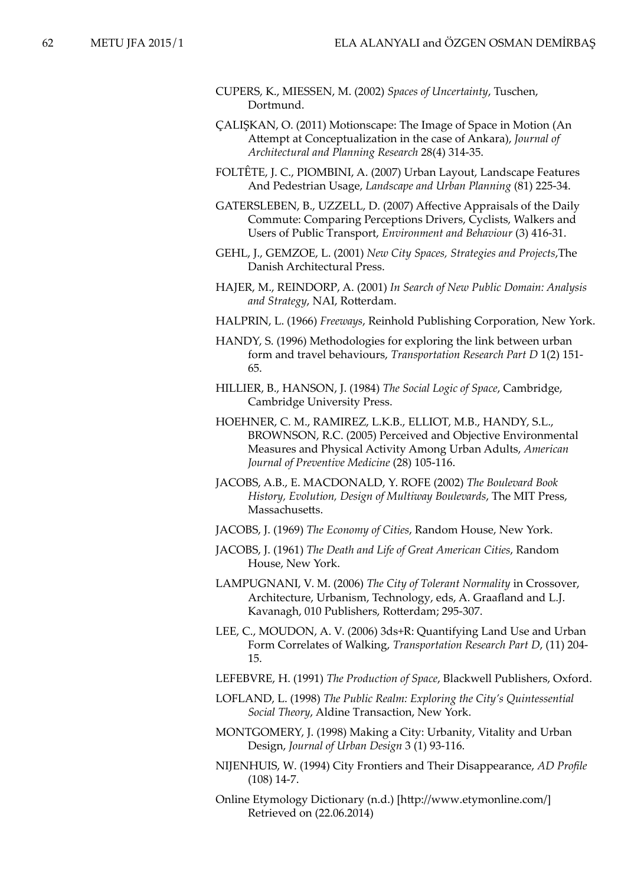CUPERS, K., MIESSEN, M. (2002) *Spaces of Uncertainty*, Tuschen, Dortmund.

ÇALIŞKAN, O. (2011) Motionscape: The Image of Space in Motion (An Attempt at Conceptualization in the case of Ankara), *Journal of Architectural and Planning Research* 28(4) 314-35.

FOLTÊTE, J. C., PIOMBINI, A. (2007) Urban Layout, Landscape Features And Pedestrian Usage, *Landscape and Urban Planning* (81) 225-34.

GATERSLEBEN, B., UZZELL, D. (2007) Affective Appraisals of the Daily Commute: Comparing Perceptions Drivers, Cyclists, Walkers and Users of Public Transport, *Environment and Behaviour* (3) 416-31.

GEHL, J., GEMZOE, L. (2001) *New City Spaces, Strategies and Projects*,The Danish Architectural Press.

HAJER, M., REINDORP, A. (2001) *In Search of New Public Domain: Analysis and Strategy*, NAI, Rotterdam.

HALPRIN, L. (1966) *Freeways*, Reinhold Publishing Corporation, New York.

HANDY, S. (1996) Methodologies for exploring the link between urban form and travel behaviours, *Transportation Research Part D* 1(2) 151-65.

HILLIER, B., HANSON, J. (1984) *The Social Logic of Space*, Cambridge, Cambridge University Press.

HOEHNER, C. M., RAMIREZ, L.K.B., ELLIOT, M.B., HANDY, S.L., BROWNSON, R.C. (2005) Perceived and Objective Environmental Measures and Physical Activity Among Urban Adults, *American Journal of Preventive Medicine* (28) 105-116.

JACOBS, A.B., E. MACDONALD, Y. ROFE (2002) *The Boulevard Book History, Evolution, Design of Multiway Boulevards*, The MIT Press, Massachusetts.

JACOBS, J. (1969) *The Economy of Cities*, Random House, New York.

JACOBS, J. (1961) *The Death and Life of Great American Cities*, Random House, New York.

LAMPUGNANI, V. M. (2006) *The City of Tolerant Normality* in Crossover, Architecture, Urbanism, Technology, eds, A. Graafland and L.J. Kavanagh, 010 Publishers, Rotterdam; 295-307.

LEE, C., MOUDON, A. V. (2006) 3ds+R: Quantifying Land Use and Urban Form Correlates of Walking, *Transportation Research Part D*, (11) 204-15.

LEFEBVRE, H. (1991) *The Production of Space*, Blackwell Publishers, Oxford.

LOFLAND, L. (1998) *The Public Realm: Exploring the City's Quintessential Social Theory*, Aldine Transaction, New York.

MONTGOMERY, J. (1998) Making a City: Urbanity, Vitality and Urban Design, *Journal of Urban Design* 3 (1) 93-116.

NIJENHUIS, W. (1994) City Frontiers and Their Disappearance, *AD Profile* (108) 14-7.

Online Etymology Dictionary (n.d.) [http://www.etymonline.com/] Retrieved on (22.06.2014)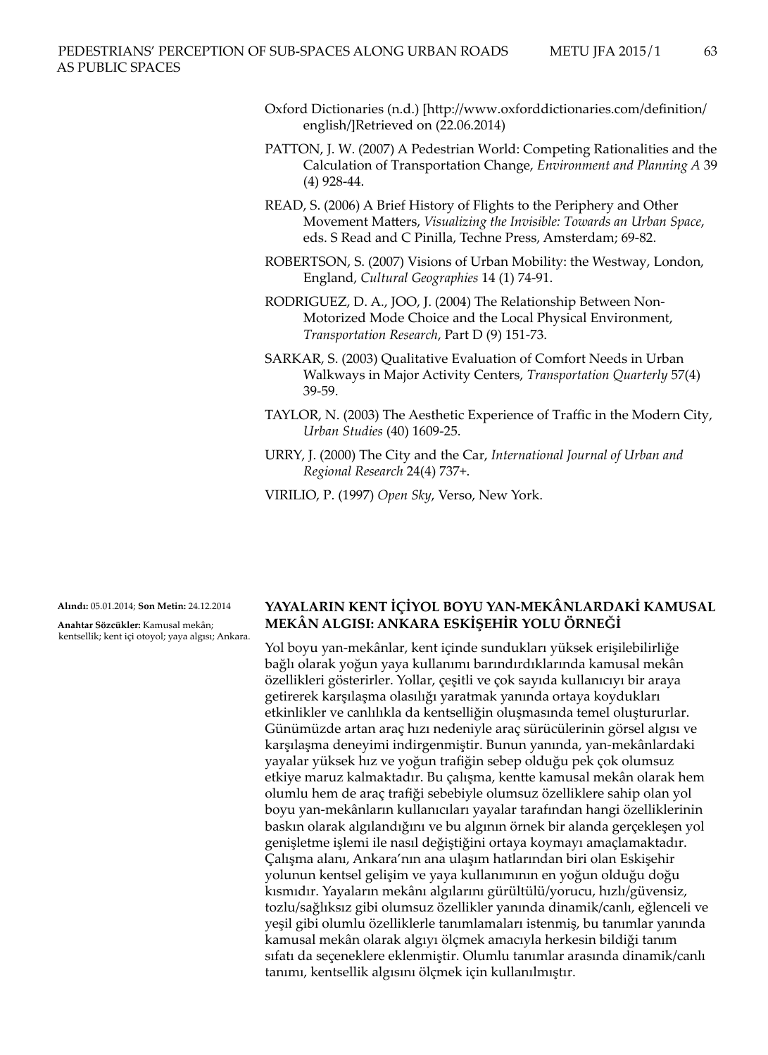Oxford Dictionaries (n.d.) [http://www.oxforddictionaries.com/definition/english/]Retrieved on (22.06.2014)

PATTON, J. W. (2007) A Pedestrian World: Competing Rationalities and the Calculation of Transportation Change, *Environment and Planning A* 39 (4) 928-44.

READ, S. (2006) A Brief History of Flights to the Periphery and Other Movement Matters, *Visualizing the Invisible: Towards an Urban Space*, eds. S Read and C Pinilla, Techne Press, Amsterdam; 69-82.

ROBERTSON, S. (2007) Visions of Urban Mobility: the Westway, London, England, *Cultural Geographies* 14 (1) 74-91.

RODRIGUEZ, D. A., JOO, J. (2004) The Relationship Between Non-Motorized Mode Choice and the Local Physical Environment, *Transportation Research*, Part D (9) 151-73.

SARKAR, S. (2003) Qualitative Evaluation of Comfort Needs in Urban Walkways in Major Activity Centers, *Transportation Quarterly* 57(4) 39-59.

TAYLOR, N. (2003) The Aesthetic Experience of Traffic in the Modern City, *Urban Studies* (40) 1609-25.

URRY, J. (2000) The City and the Car, *International Journal of Urban and Regional Research* 24(4) 737+.

VIRILIO, P. (1997) *Open Sky*, Verso, New York.

**Alındı:** 05.01.2014; **Son Metin:** 24.12.2014

**Anahtar Sözcükler:** Kamusal mekân; kentsellik; kent içi otoyol; yaya algısı; Ankara.

## YAYALARIN KENT İÇİYOL BOYU YAN-MEKÂNLARDAKİ KAMUSAL MEKÂN ALGISI: ANKARA ESKİŞEHİR YOLU ÖRNEĞİ

Yol boyu yan-mekânlar, kent içinde sundukları yüksek erişilebilirliğe bağlı olarak yoğun yaya kullanımı barındırdıklarında kamusal mekân özellikleri gösterirler. Yollar, çeşitli ve çok sayıda kullanıcıyı bir araya getirerek karşılaşma olasılığı yaratmak yanında ortaya koydukları etkinlikler ve canlılıkla da kentselliğin oluşmasında temel oluştururlar. Günümüzde artan araç hızı nedeniyle araç sürücülerinin görsel algısı ve karşılaşma deneyimi indirgenmiştir. Bunun yanında, yan-mekânlardaki yayalar yüksek hız ve yoğun trafiğin sebep olduğu pek çok olumsuz etkiye maruz kalmaktadır. Bu çalışma, kentte kamusal mekân olarak hem olumlu hem de araç trafiği sebebiyle olumsuz özelliklere sahip olan yol boyu yan-mekânların kullanıcıları yayalar tarafından hangi özelliklerinin baskın olarak algılandığını ve bu algının örnek bir alanda gerçekleşen yol genişletme işlemi ile nasıl değiştiğini ortaya koymayı amaçlamaktadır. Çalışma alanı, Ankara'nın ana ulaşım hatlarından biri olan Eskişehir yolunun kentsel gelişim ve yaya kullanımının en yoğun olduğu doğu kısmıdır. Yayaların mekânı algılarını gürültülü/yorucu, hızlı/güvensiz, tozlu/sağlıksız gibi olumsuz özellikler yanında dinamik/canlı, eğlenceli ve yeşil gibi olumlu özelliklerle tanımlamaları istenmiş, bu tanımlar yanında kamusal mekân olarak algıyı ölçmek amacıyla herkesin bildiği tanım sıfatı da seçeneklere eklenmiştir. Olumlu tanımlar arasında dinamik/canlı tanımı, kentsellik algısını ölçmek için kullanılmıştır.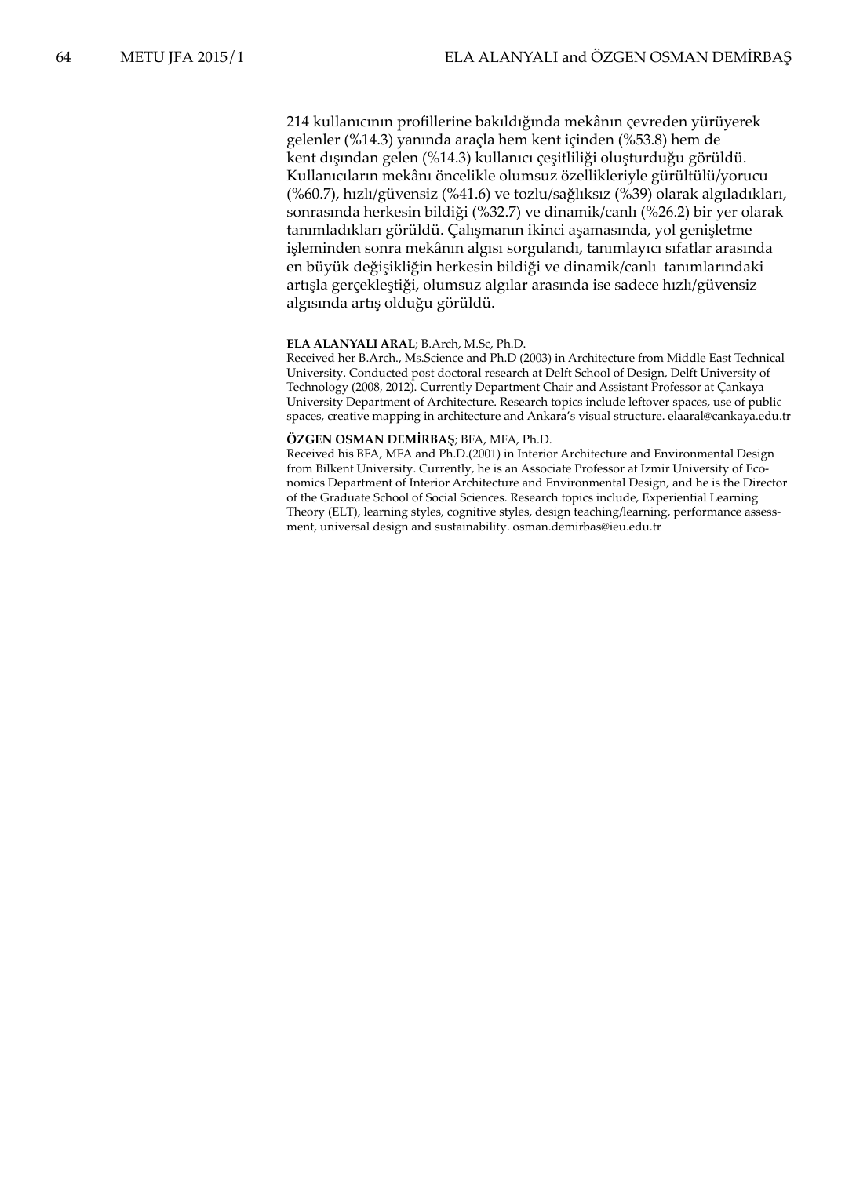214 kullanıcının profillerine bakıldığında mekânın çevreden yürüyerek gelenler (%14.3) yanında araçla hem kent içinden (%53.8) hem de kent dışından gelen (%14.3) kullanıcı çeşitliliği oluşturduğu görüldü. Kullanıcıların mekânı öncelikle olumsuz özellikleriyle gürültülü/yorucu (%60.7), hızlı/güvensiz (%41.6) ve tozlu/sağlıksız (%39) olarak algıladıkları, sonrasında herkesin bildiği (%32.7) ve dinamik/canlı (%26.2) bir yer olarak tanımladıkları görüldü. Çalışmanın ikinci aşamasında, yol genişletme işleminden sonra mekânın algısı sorgulandı, tanımlayıcı sıfatlar arasında en büyük değişikliğin herkesin bildiği ve dinamik/canlı tanımlarındaki artışla gerçekleştiği, olumsuz algılar arasında ise sadece hızlı/güvensiz algısında artış olduğu görüldü.

**ELA ALANYALI ARAL**; B.Arch, M.Sc, Ph.D.

Received her B.Arch., Ms.Science and Ph.D (2003) in Architecture from Middle East Technical University. Conducted post doctoral research at Delft School of Design, Delft University of Technology (2008, 2012). Currently Department Chair and Assistant Professor at Çankaya University Department of Architecture. Research topics include leftover spaces, use of public spaces, creative mapping in architecture and Ankara's visual structure. elaaral@cankaya.edu.tr

**ÖZGEN OSMAN DEMİRBAŞ**; BFA, MFA, Ph.D.

Received his BFA, MFA and Ph.D.(2001) in Interior Architecture and Environmental Design from Bilkent University. Currently, he is an Associate Professor at Izmir University of Economics Department of Interior Architecture and Environmental Design, and he is the Director of the Graduate School of Social Sciences. Research topics include, Experiential Learning Theory (ELT), learning styles, cognitive styles, design teaching/learning, performance assessment, universal design and sustainability. osman.demirbas@ieu.edu.tr